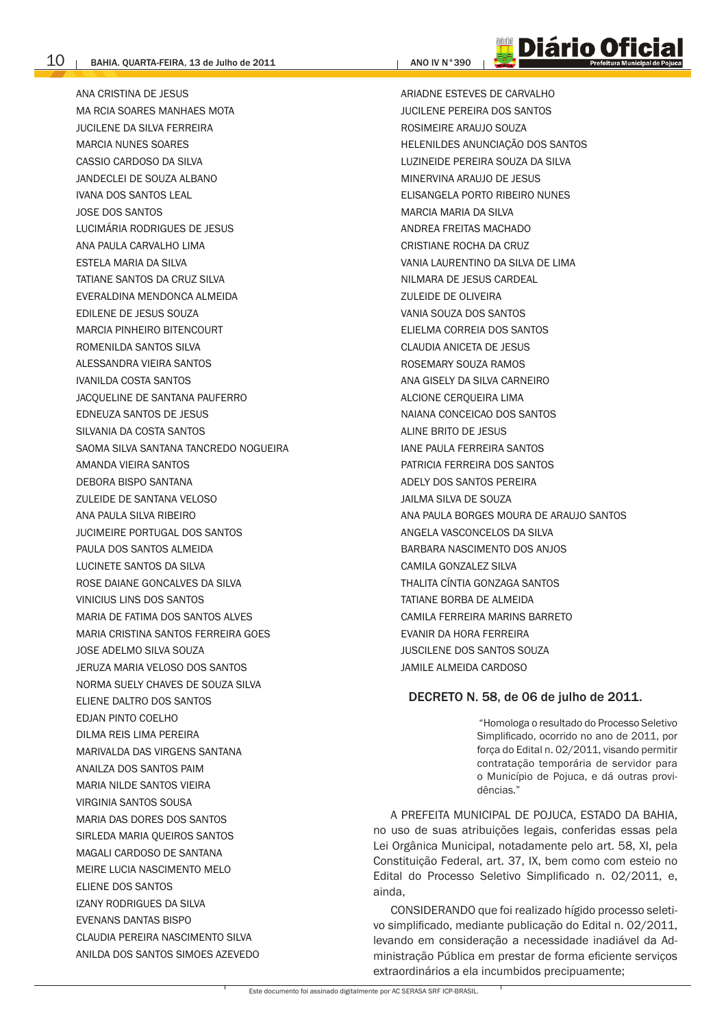ANA CRISTINA DE JESUS
MA RCIA SOARES MANHAES MOTA
JUCILENE DA SILVA FERREIRA
MARCIA NUNES SOARES
CASSIO CARDOSO DA SILVA
JANDECLEI DE SOUZA ALBANO
IVANA DOS SANTOS LEAL
JOSE DOS SANTOS
LUCIMÁRIA RODRIGUES DE JESUS
ANA PAULA CARVALHO LIMA
ESTELA MARIA DA SILVA
TATIANE SANTOS DA CRUZ SILVA
EVERALDINA MENDONCA ALMEIDA
EDILENE DE JESUS SOUZA
MARCIA PINHEIRO BITENCOURT
ROMENILDA SANTOS SILVA
ALESSANDRA VIEIRA SANTOS
IVANILDA COSTA SANTOS
JACQUELINE DE SANTANA PAUFERRO
EDNEUZA SANTOS DE JESUS
SILVANIA DA COSTA SANTOS
SAOMA SILVA SANTANA TANCREDO NOGUEIRA
AMANDA VIEIRA SANTOS
DEBORA BISPO SANTANA
ZULEIDE DE SANTANA VELOSO
ANA PAULA SILVA RIBEIRO
JUCIMEIRE PORTUGAL DOS SANTOS
PAULA DOS SANTOS ALMEIDA
LUCINETE SANTOS DA SILVA
ROSE DAIANE GONCALVES DA SILVA
VINICIUS LINS DOS SANTOS
MARIA DE FATIMA DOS SANTOS ALVES
MARIA CRISTINA SANTOS FERREIRA GOES
JOSE ADELMO SILVA SOUZA
JERUZA MARIA VELOSO DOS SANTOS
NORMA SUELY CHAVES DE SOUZA SILVA
ELIENE DALTRO DOS SANTOS
EDJAN PINTO COELHO
DILMA REIS LIMA PEREIRA
MARIVALDA DAS VIRGENS SANTANA
ANAILZA DOS SANTOS PAIM
MARIA NILDE SANTOS VIEIRA
VIRGINIA SANTOS SOUSA
MARIA DAS DORES DOS SANTOS
SIRLEDA MARIA QUEIROS SANTOS
MAGALI CARDOSO DE SANTANA
MEIRE LUCIA NASCIMENTO MELO
ELIENE DOS SANTOS
IZANY RODRIGUES DA SILVA
EVENANS DANTAS BISPO
CLAUDIA PEREIRA NASCIMENTO SILVA
ANILDA DOS SANTOS SIMOES AZEVEDO
ARIADNE ESTEVES DE CARVALHO
JUCILENE PEREIRA DOS SANTOS
ROSIMEIRE ARAUJO SOUZA
HELENILDES ANUNCIAÇÃO DOS SANTOS
LUZINEIDE PEREIRA SOUZA DA SILVA
MINERVINA ARAUJO DE JESUS
ELISANGELA PORTO RIBEIRO NUNES
MARCIA MARIA DA SILVA
ANDREA FREITAS MACHADO
CRISTIANE ROCHA DA CRUZ
VANIA LAURENTINO DA SILVA DE LIMA
NILMARA DE JESUS CARDEAL
ZULEIDE DE OLIVEIRA
VANIA SOUZA DOS SANTOS
ELIELMA CORREIA DOS SANTOS
CLAUDIA ANICETA DE JESUS
ROSEMARY SOUZA RAMOS
ANA GISELY DA SILVA CARNEIRO
ALCIONE CERQUEIRA LIMA
NAIANA CONCEICAO DOS SANTOS
ALINE BRITO DE JESUS
IANE PAULA FERREIRA SANTOS
PATRICIA FERREIRA DOS SANTOS
ADELY DOS SANTOS PEREIRA
JAILMA SILVA DE SOUZA
ANA PAULA BORGES MOURA DE ARAUJO SANTOS
ANGELA VASCONCELOS DA SILVA
BARBARA NASCIMENTO DOS ANJOS
CAMILA GONZALEZ SILVA
THALITA CÍNTIA GONZAGA SANTOS
TATIANE BORBA DE ALMEIDA
CAMILA FERREIRA MARINS BARRETO
EVANIR DA HORA FERREIRA
JUSCILENE DOS SANTOS SOUZA
JAMILE ALMEIDA CARDOSO

## DECRETO N. 58, de 06 de julho de 2011.

"Homologa o resultado do Processo Seletivo Simplificado, ocorrido no ano de 2011, por força do Edital n. 02/2011, visando permitir contratação temporária de servidor para o Município de Pojuca, e dá outras providências."

A PREFEITA MUNICIPAL DE POJUCA, ESTADO DA BAHIA, no uso de suas atribuições legais, conferidas essas pela Lei Orgânica Municipal, notadamente pelo art. 58, XI, pela Constituição Federal, art. 37, IX, bem como com esteio no Edital do Processo Seletivo Simplificado n. 02/2011, e, ainda,

CONSIDERANDO que foi realizado hígido processo seletivo simplificado, mediante publicação do Edital n. 02/2011, levando em consideração a necessidade inadiável da Administração Pública em prestar de forma eficiente serviços extraordinários a ela incumbidos precipuamente;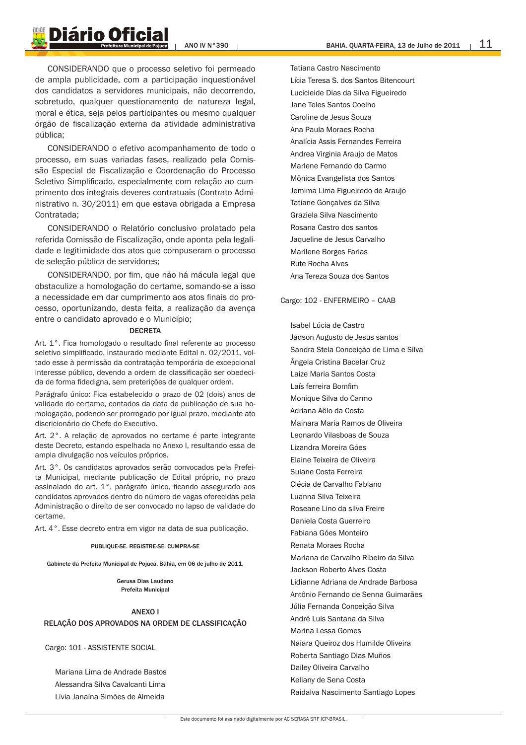CONSIDERANDO que o processo seletivo foi permeado de ampla publicidade, com a participação inquestionável dos candidatos a servidores municipais, não decorrendo, sobretudo, qualquer questionamento de natureza legal, moral e ética, seja pelos participantes ou mesmo qualquer órgão de fiscalização externa da atividade administrativa pública;

CONSIDERANDO o efetivo acompanhamento de todo o processo, em suas variadas fases, realizado pela Comissão Especial de Fiscalização e Coordenação do Processo Seletivo Simplificado, especialmente com relação ao cumprimento dos integrais deveres contratuais (Contrato Administrativo n. 30/2011) em que estava obrigada a Empresa Contratada;

CONSIDERANDO o Relatório conclusivo prolatado pela referida Comissão de Fiscalização, onde aponta pela legalidade e legitimidade dos atos que compuseram o processo de seleção pública de servidores;

CONSIDERANDO, por fim, que não há mácula legal que obstaculize a homologação do certame, somando-se a isso a necessidade em dar cumprimento aos atos finais do processo, oportunizando, desta feita, a realização da avença entre o candidato aprovado e o Município;

**DECRETA**

Art. 1°. Fica homologado o resultado final referente ao processo seletivo simplificado, instaurado mediante Edital n. 02/2011, voltado esse à permissão da contratação temporária de excepcional interesse público, devendo a ordem de classificação ser obedecida de forma fidedigna, sem preterições de qualquer ordem.

Parágrafo único: Fica estabelecido o prazo de 02 (dois) anos de validade do certame, contados da data de publicação de sua homologação, podendo ser prorrogado por igual prazo, mediante ato discricionário do Chefe do Executivo.

Art. 2°. A relação de aprovados no certame é parte integrante deste Decreto, estando espelhada no Anexo I, resultando essa de ampla divulgação nos veículos próprios.

Art. 3°. Os candidatos aprovados serão convocados pela Prefeita Municipal, mediante publicação de Edital próprio, no prazo assinalado do art. 1°, parágrafo único, ficando assegurado aos candidatos aprovados dentro do número de vagas oferecidas pela Administração o direito de ser convocado no lapso de validade do certame.

Art. 4°. Esse decreto entra em vigor na data de sua publicação.

PUBLIQUE-SE. REGISTRE-SE. CUMPRA-SE

Gabinete da Prefeita Municipal de Pojuca, Bahia, em 06 de julho de 2011.

Gerusa Dias Laudano
Prefeita Municipal

## ANEXO I
## RELAÇÃO DOS APROVADOS NA ORDEM DE CLASSIFICAÇÃO

Cargo: 101 - ASSISTENTE SOCIAL

Mariana Lima de Andrade Bastos
Alessandra Silva Cavalcanti Lima
Lívia Janaína Simões de Almeida
Tatiana Castro Nascimento
Lícia Teresa S. dos Santos Bitencourt
Lucicleide Dias da Silva Figueiredo
Jane Teles Santos Coelho
Caroline de Jesus Souza
Ana Paula Moraes Rocha
Analícia Assis Fernandes Ferreira
Andrea Virginia Araujo de Matos
Marlene Fernando do Carmo
Mônica Evangelista dos Santos
Jemima Lima Figueiredo de Araujo
Tatiane Gonçalves da Silva
Graziela Silva Nascimento
Rosana Castro dos santos
Jaqueline de Jesus Carvalho
Marilene Borges Farias
Rute Rocha Alves
Ana Tereza Souza dos Santos

Cargo: 102 - ENFERMEIRO – CAAB

Isabel Lúcia de Castro
Jadson Augusto de Jesus santos
Sandra Stela Conceição de Lima e Silva
Ângela Cristina Bacelar Cruz
Laize Maria Santos Costa
Laís ferreira Bomfim
Monique Silva do Carmo
Adriana Aêlo da Costa
Mainara Maria Ramos de Oliveira
Leonardo Vilasboas de Souza
Lizandra Moreira Góes
Elaine Teixeira de Oliveira
Suiane Costa Ferreira
Clécia de Carvalho Fabiano
Luanna Silva Teixeira
Roseane Lino da silva Freire
Daniela Costa Guerreiro
Fabiana Góes Monteiro
Renata Moraes Rocha
Mariana de Carvalho Ribeiro da Silva
Jackson Roberto Alves Costa
Lidianne Adriana de Andrade Barbosa
Antônio Fernando de Senna Guimarães
Júlia Fernanda Conceição Silva
André Luis Santana da Silva
Marina Lessa Gomes
Naiara Queiroz dos Humilde Oliveira
Roberta Santiago Dias Muños
Dailey Oliveira Carvalho
Keliany de Sena Costa
Raidalva Nascimento Santiago Lopes